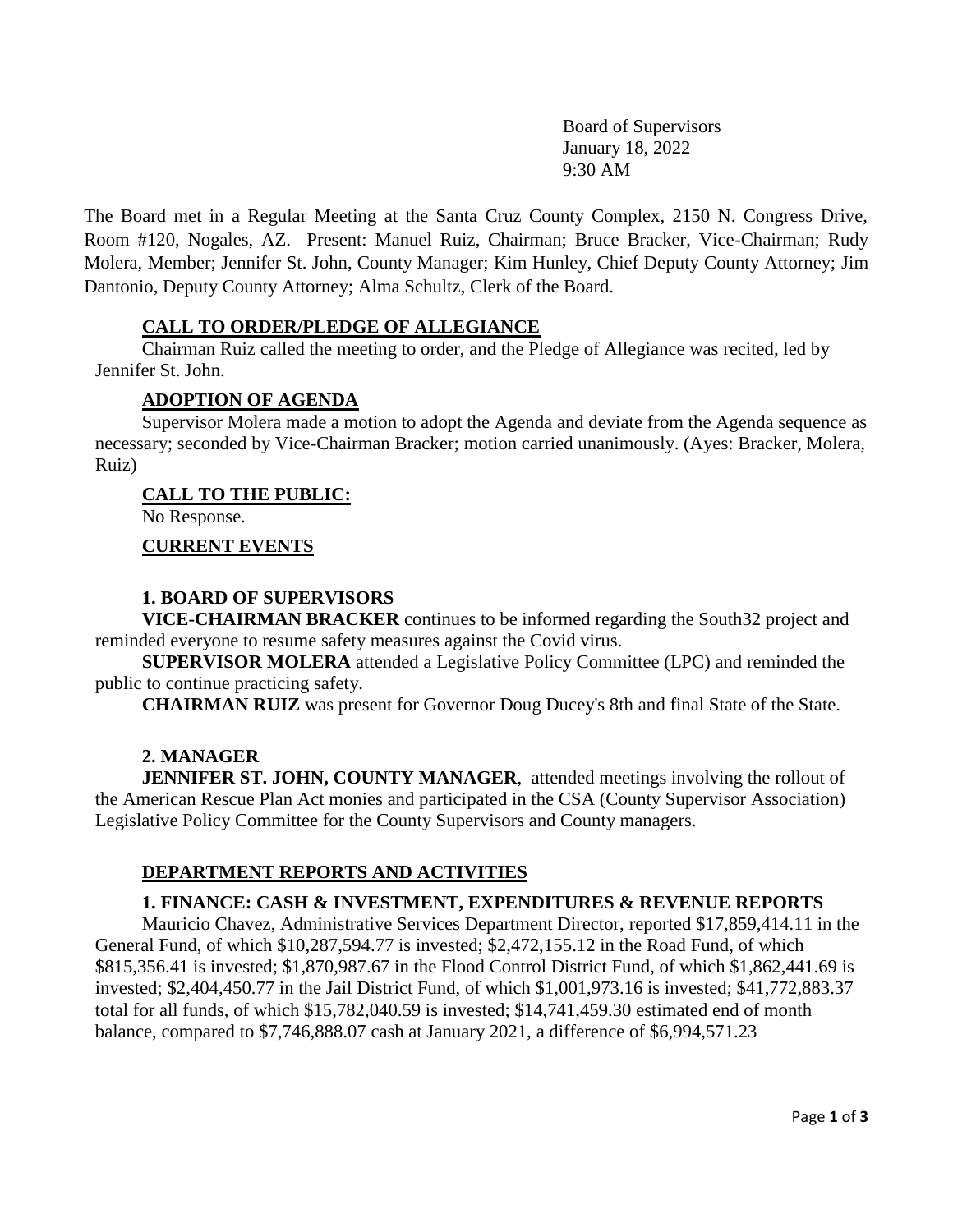Board of Supervisors
January 18, 2022
9:30 AM

The Board met in a Regular Meeting at the Santa Cruz County Complex, 2150 N. Congress Drive, Room #120, Nogales, AZ. Present: Manuel Ruiz, Chairman; Bruce Bracker, Vice-Chairman; Rudy Molera, Member; Jennifer St. John, County Manager; Kim Hunley, Chief Deputy County Attorney; Jim Dantonio, Deputy County Attorney; Alma Schultz, Clerk of the Board.

## CALL TO ORDER/PLEDGE OF ALLEGIANCE

Chairman Ruiz called the meeting to order, and the Pledge of Allegiance was recited, led by Jennifer St. John.

## ADOPTION OF AGENDA

Supervisor Molera made a motion to adopt the Agenda and deviate from the Agenda sequence as necessary; seconded by Vice-Chairman Bracker; motion carried unanimously. (Ayes: Bracker, Molera, Ruiz)

## CALL TO THE PUBLIC:

No Response.

## CURRENT EVENTS

### 1. BOARD OF SUPERVISORS

**VICE-CHAIRMAN BRACKER** continues to be informed regarding the South32 project and reminded everyone to resume safety measures against the Covid virus.

**SUPERVISOR MOLERA** attended a Legislative Policy Committee (LPC) and reminded the public to continue practicing safety.

**CHAIRMAN RUIZ** was present for Governor Doug Ducey's 8th and final State of the State.

### 2. MANAGER

**JENNIFER ST. JOHN, COUNTY MANAGER**, attended meetings involving the rollout of the American Rescue Plan Act monies and participated in the CSA (County Supervisor Association) Legislative Policy Committee for the County Supervisors and County managers.

## DEPARTMENT REPORTS AND ACTIVITIES

### 1. FINANCE: CASH & INVESTMENT, EXPENDITURES & REVENUE REPORTS

Mauricio Chavez, Administrative Services Department Director, reported $17,859,414.11 in the General Fund, of which $10,287,594.77 is invested; $2,472,155.12 in the Road Fund, of which $815,356.41 is invested; $1,870,987.67 in the Flood Control District Fund, of which $1,862,441.69 is invested; $2,404,450.77 in the Jail District Fund, of which $1,001,973.16 is invested; $41,772,883.37 total for all funds, of which $15,782,040.59 is invested; $14,741,459.30 estimated end of month balance, compared to $7,746,888.07 cash at January 2021, a difference of $6,994,571.23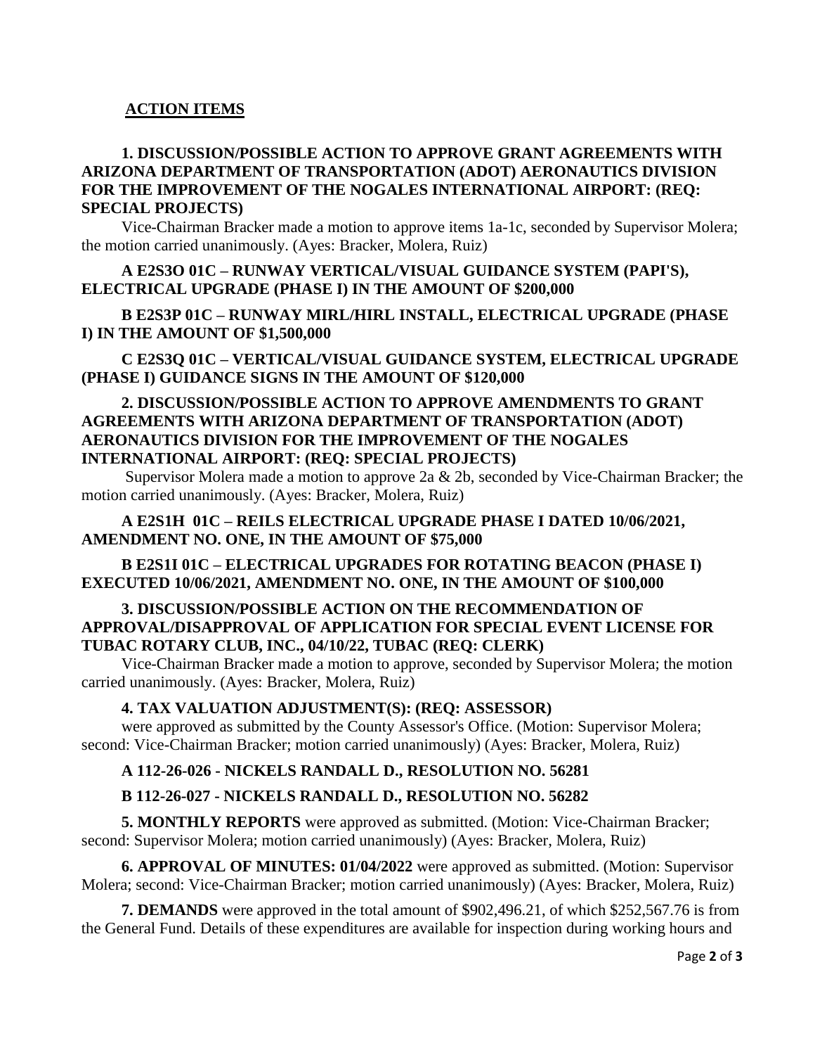## ACTION ITEMS

**1. DISCUSSION/POSSIBLE ACTION TO APPROVE GRANT AGREEMENTS WITH ARIZONA DEPARTMENT OF TRANSPORTATION (ADOT) AERONAUTICS DIVISION FOR THE IMPROVEMENT OF THE NOGALES INTERNATIONAL AIRPORT: (REQ: SPECIAL PROJECTS)**

Vice-Chairman Bracker made a motion to approve items 1a-1c, seconded by Supervisor Molera; the motion carried unanimously. (Ayes: Bracker, Molera, Ruiz)

**A E2S3O 01C – RUNWAY VERTICAL/VISUAL GUIDANCE SYSTEM (PAPI'S), ELECTRICAL UPGRADE (PHASE I) IN THE AMOUNT OF $200,000**

**B E2S3P 01C – RUNWAY MIRL/HIRL INSTALL, ELECTRICAL UPGRADE (PHASE I) IN THE AMOUNT OF $1,500,000**

**C E2S3Q 01C – VERTICAL/VISUAL GUIDANCE SYSTEM, ELECTRICAL UPGRADE (PHASE I) GUIDANCE SIGNS IN THE AMOUNT OF $120,000**

**2. DISCUSSION/POSSIBLE ACTION TO APPROVE AMENDMENTS TO GRANT AGREEMENTS WITH ARIZONA DEPARTMENT OF TRANSPORTATION (ADOT) AERONAUTICS DIVISION FOR THE IMPROVEMENT OF THE NOGALES INTERNATIONAL AIRPORT: (REQ: SPECIAL PROJECTS)**

Supervisor Molera made a motion to approve 2a & 2b, seconded by Vice-Chairman Bracker; the motion carried unanimously. (Ayes: Bracker, Molera, Ruiz)

**A E2S1H 01C – REILS ELECTRICAL UPGRADE PHASE I DATED 10/06/2021, AMENDMENT NO. ONE, IN THE AMOUNT OF $75,000**

**B E2S1I 01C – ELECTRICAL UPGRADES FOR ROTATING BEACON (PHASE I) EXECUTED 10/06/2021, AMENDMENT NO. ONE, IN THE AMOUNT OF $100,000**

**3. DISCUSSION/POSSIBLE ACTION ON THE RECOMMENDATION OF APPROVAL/DISAPPROVAL OF APPLICATION FOR SPECIAL EVENT LICENSE FOR TUBAC ROTARY CLUB, INC., 04/10/22, TUBAC (REQ: CLERK)**

Vice-Chairman Bracker made a motion to approve, seconded by Supervisor Molera; the motion carried unanimously. (Ayes: Bracker, Molera, Ruiz)

**4. TAX VALUATION ADJUSTMENT(S): (REQ: ASSESSOR)**

were approved as submitted by the County Assessor's Office. (Motion: Supervisor Molera; second: Vice-Chairman Bracker; motion carried unanimously) (Ayes: Bracker, Molera, Ruiz)

**A 112-26-026 - NICKELS RANDALL D., RESOLUTION NO. 56281**

**B 112-26-027 - NICKELS RANDALL D., RESOLUTION NO. 56282**

**5. MONTHLY REPORTS** were approved as submitted. (Motion: Vice-Chairman Bracker; second: Supervisor Molera; motion carried unanimously) (Ayes: Bracker, Molera, Ruiz)

**6. APPROVAL OF MINUTES: 01/04/2022** were approved as submitted. (Motion: Supervisor Molera; second: Vice-Chairman Bracker; motion carried unanimously) (Ayes: Bracker, Molera, Ruiz)

**7. DEMANDS** were approved in the total amount of $902,496.21, of which $252,567.76 is from the General Fund. Details of these expenditures are available for inspection during working hours and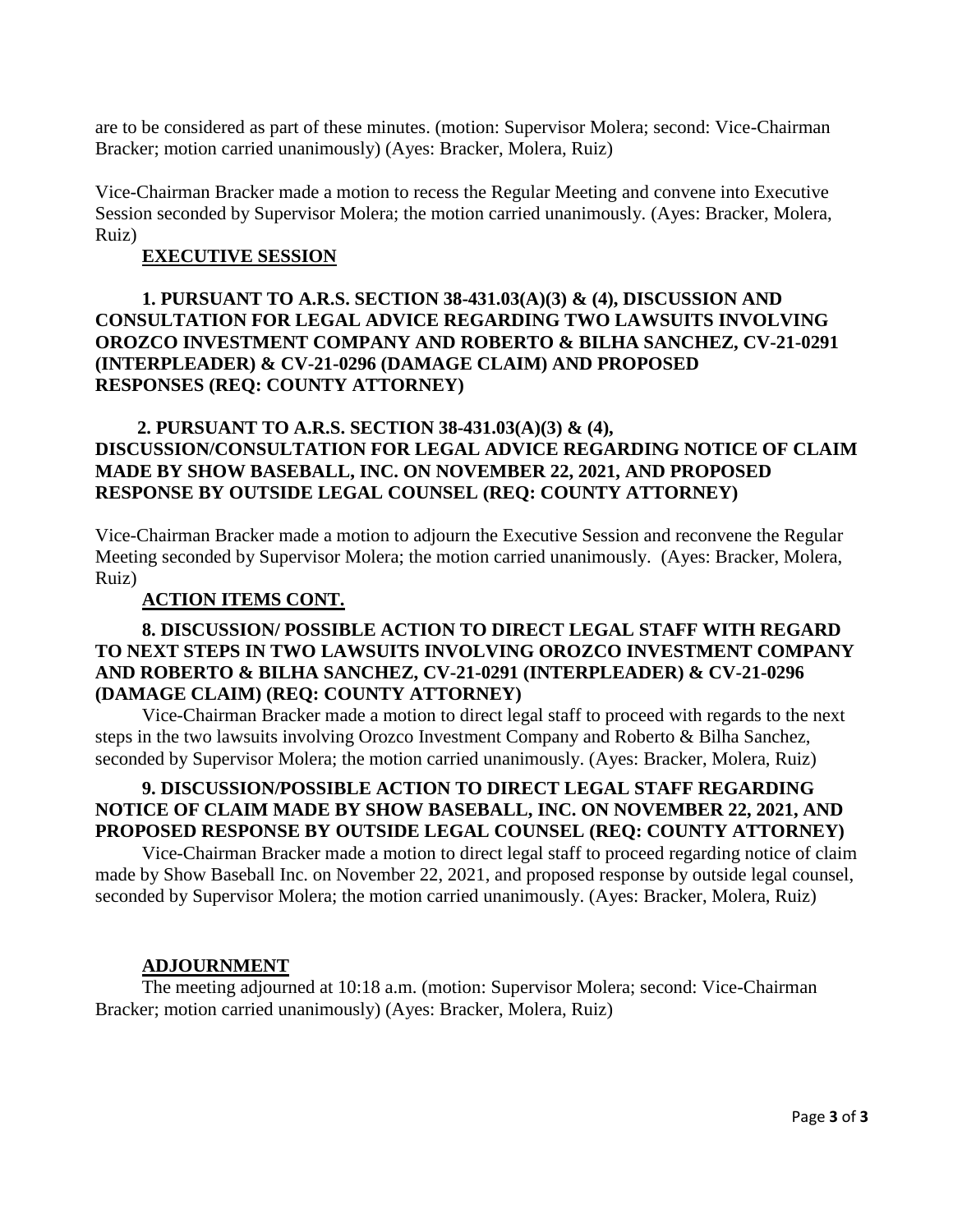are to be considered as part of these minutes. (motion: Supervisor Molera; second: Vice-Chairman Bracker; motion carried unanimously) (Ayes: Bracker, Molera, Ruiz)

Vice-Chairman Bracker made a motion to recess the Regular Meeting and convene into Executive Session seconded by Supervisor Molera; the motion carried unanimously. (Ayes: Bracker, Molera, Ruiz)

## EXECUTIVE SESSION

**1. PURSUANT TO A.R.S. SECTION 38-431.03(A)(3) & (4), DISCUSSION AND CONSULTATION FOR LEGAL ADVICE REGARDING TWO LAWSUITS INVOLVING OROZCO INVESTMENT COMPANY AND ROBERTO & BILHA SANCHEZ, CV-21-0291 (INTERPLEADER) & CV-21-0296 (DAMAGE CLAIM) AND PROPOSED RESPONSES (REQ: COUNTY ATTORNEY)**

**2. PURSUANT TO A.R.S. SECTION 38-431.03(A)(3) & (4), DISCUSSION/CONSULTATION FOR LEGAL ADVICE REGARDING NOTICE OF CLAIM MADE BY SHOW BASEBALL, INC. ON NOVEMBER 22, 2021, AND PROPOSED RESPONSE BY OUTSIDE LEGAL COUNSEL (REQ: COUNTY ATTORNEY)**

Vice-Chairman Bracker made a motion to adjourn the Executive Session and reconvene the Regular Meeting seconded by Supervisor Molera; the motion carried unanimously. (Ayes: Bracker, Molera, Ruiz)

## ACTION ITEMS CONT.

**8. DISCUSSION/ POSSIBLE ACTION TO DIRECT LEGAL STAFF WITH REGARD TO NEXT STEPS IN TWO LAWSUITS INVOLVING OROZCO INVESTMENT COMPANY AND ROBERTO & BILHA SANCHEZ, CV-21-0291 (INTERPLEADER) & CV-21-0296 (DAMAGE CLAIM) (REQ: COUNTY ATTORNEY)**

Vice-Chairman Bracker made a motion to direct legal staff to proceed with regards to the next steps in the two lawsuits involving Orozco Investment Company and Roberto & Bilha Sanchez, seconded by Supervisor Molera; the motion carried unanimously. (Ayes: Bracker, Molera, Ruiz)

**9. DISCUSSION/POSSIBLE ACTION TO DIRECT LEGAL STAFF REGARDING NOTICE OF CLAIM MADE BY SHOW BASEBALL, INC. ON NOVEMBER 22, 2021, AND PROPOSED RESPONSE BY OUTSIDE LEGAL COUNSEL (REQ: COUNTY ATTORNEY)**

Vice-Chairman Bracker made a motion to direct legal staff to proceed regarding notice of claim made by Show Baseball Inc. on November 22, 2021, and proposed response by outside legal counsel, seconded by Supervisor Molera; the motion carried unanimously. (Ayes: Bracker, Molera, Ruiz)

## ADJOURNMENT

The meeting adjourned at 10:18 a.m. (motion: Supervisor Molera; second: Vice-Chairman Bracker; motion carried unanimously) (Ayes: Bracker, Molera, Ruiz)